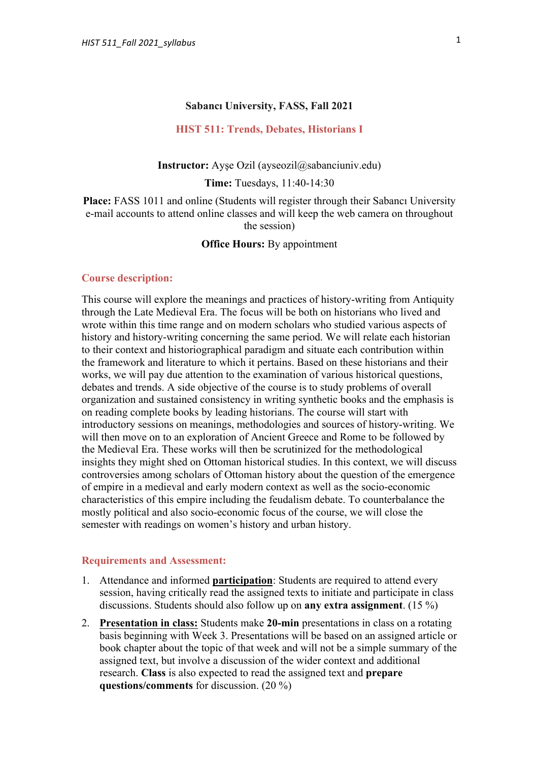**Sabancı University, FASS, Fall 2021**

# HIST 511: Trends, Debates, Historians I

**Instructor:** Ayşe Ozil (ayseozil@sabanciuniv.edu)

**Time:** Tuesdays, 11:40-14:30

**Place:** FASS 1011 and online (Students will register through their Sabancı University e-mail accounts to attend online classes and will keep the web camera on throughout the session)

**Office Hours:** By appointment

## Course description:

This course will explore the meanings and practices of history-writing from Antiquity through the Late Medieval Era. The focus will be both on historians who lived and wrote within this time range and on modern scholars who studied various aspects of history and history-writing concerning the same period. We will relate each historian to their context and historiographical paradigm and situate each contribution within the framework and literature to which it pertains. Based on these historians and their works, we will pay due attention to the examination of various historical questions, debates and trends. A side objective of the course is to study problems of overall organization and sustained consistency in writing synthetic books and the emphasis is on reading complete books by leading historians. The course will start with introductory sessions on meanings, methodologies and sources of history-writing. We will then move on to an exploration of Ancient Greece and Rome to be followed by the Medieval Era. These works will then be scrutinized for the methodological insights they might shed on Ottoman historical studies. In this context, we will discuss controversies among scholars of Ottoman history about the question of the emergence of empire in a medieval and early modern context as well as the socio-economic characteristics of this empire including the feudalism debate. To counterbalance the mostly political and also socio-economic focus of the course, we will close the semester with readings on women's history and urban history.

## Requirements and Assessment:

1. Attendance and informed **participation**: Students are required to attend every session, having critically read the assigned texts to initiate and participate in class discussions. Students should also follow up on **any extra assignment**. (15 %)
2. **Presentation in class:** Students make **20-min** presentations in class on a rotating basis beginning with Week 3. Presentations will be based on an assigned article or book chapter about the topic of that week and will not be a simple summary of the assigned text, but involve a discussion of the wider context and additional research. **Class** is also expected to read the assigned text and **prepare questions/comments** for discussion. (20 %)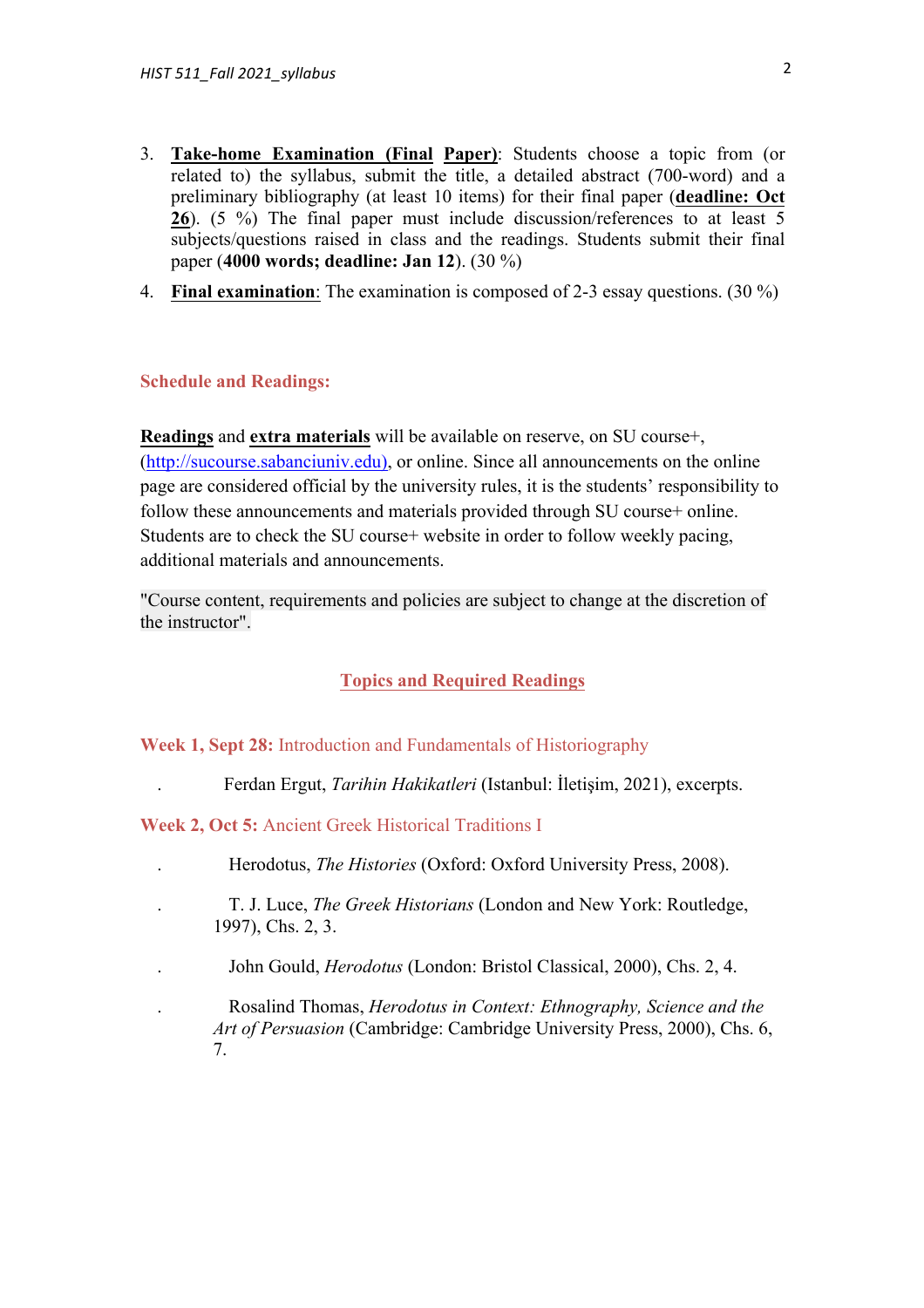3. **Take-home Examination (Final Paper)**: Students choose a topic from (or related to) the syllabus, submit the title, a detailed abstract (700-word) and a preliminary bibliography (at least 10 items) for their final paper (**deadline: Oct 26**). (5 %) The final paper must include discussion/references to at least 5 subjects/questions raised in class and the readings. Students submit their final paper (**4000 words; deadline: Jan 12**). (30 %)
4. **Final examination**: The examination is composed of 2-3 essay questions. (30 %)

## Schedule and Readings:

**Readings** and **extra materials** will be available on reserve, on SU course+, (http://sucourse.sabanciuniv.edu), or online. Since all announcements on the online page are considered official by the university rules, it is the students' responsibility to follow these announcements and materials provided through SU course+ online. Students are to check the SU course+ website in order to follow weekly pacing, additional materials and announcements.

"Course content, requirements and policies are subject to change at the discretion of the instructor".

## Topics and Required Readings

### Week 1, Sept 28: Introduction and Fundamentals of Historiography

- Ferdan Ergut, *Tarihin Hakikatleri* (Istanbul: İletişim, 2021), excerpts.

### Week 2, Oct 5: Ancient Greek Historical Traditions I

- Herodotus, *The Histories* (Oxford: Oxford University Press, 2008).
- T. J. Luce, *The Greek Historians* (London and New York: Routledge, 1997), Chs. 2, 3.
- John Gould, *Herodotus* (London: Bristol Classical, 2000), Chs. 2, 4.
- Rosalind Thomas, *Herodotus in Context: Ethnography, Science and the Art of Persuasion* (Cambridge: Cambridge University Press, 2000), Chs. 6, 7.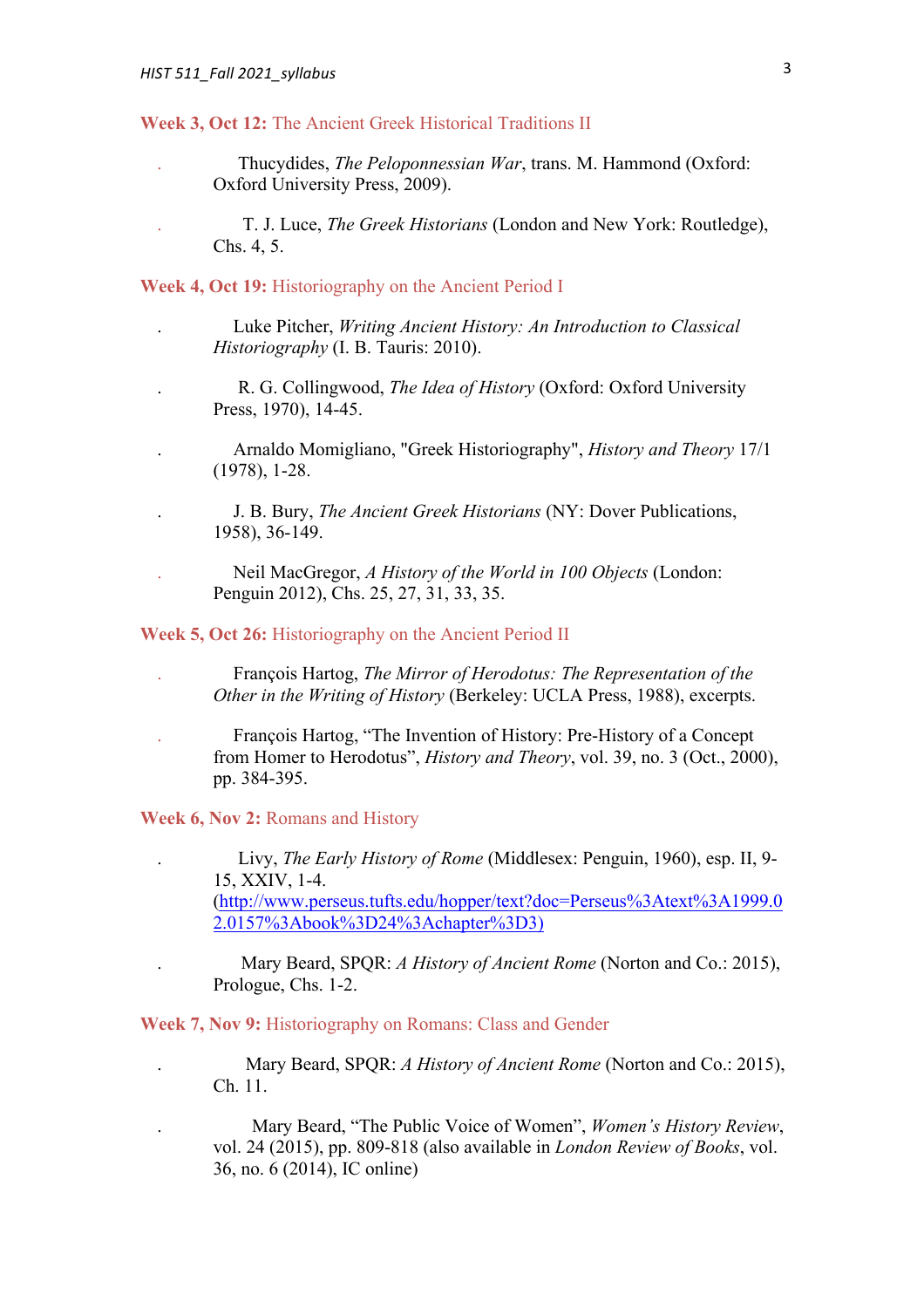### Week 3, Oct 12: The Ancient Greek Historical Traditions II

- Thucydides, *The Peloponnesian War*, trans. M. Hammond (Oxford: Oxford University Press, 2009).
- T. J. Luce, *The Greek Historians* (London and New York: Routledge), Chs. 4, 5.

### Week 4, Oct 19: Historiography on the Ancient Period I

- Luke Pitcher, *Writing Ancient History: An Introduction to Classical Historiography* (I. B. Tauris: 2010).
- R. G. Collingwood, *The Idea of History* (Oxford: Oxford University Press, 1970), 14-45.
- Arnaldo Momigliano, "Greek Historiography", *History and Theory* 17/1 (1978), 1-28.
- J. B. Bury, *The Ancient Greek Historians* (NY: Dover Publications, 1958), 36-149.
- Neil MacGregor, *A History of the World in 100 Objects* (London: Penguin 2012), Chs. 25, 27, 31, 33, 35.

### Week 5, Oct 26: Historiography on the Ancient Period II

- François Hartog, *The Mirror of Herodotus: The Representation of the Other in the Writing of History* (Berkeley: UCLA Press, 1988), excerpts.
- François Hartog, "The Invention of History: Pre-History of a Concept from Homer to Herodotus", *History and Theory*, vol. 39, no. 3 (Oct., 2000), pp. 384-395.

### Week 6, Nov 2: Romans and History

- Livy, *The Early History of Rome* (Middlesex: Penguin, 1960), esp. II, 9-15, XXIV, 1-4. (http://www.perseus.tufts.edu/hopper/text?doc=Perseus%3Atext%3A1999.02.0157%3Abook%3D24%3Achapter%3D3)
- Mary Beard, SPQR: *A History of Ancient Rome* (Norton and Co.: 2015), Prologue, Chs. 1-2.

### Week 7, Nov 9: Historiography on Romans: Class and Gender

- Mary Beard, SPQR: *A History of Ancient Rome* (Norton and Co.: 2015), Ch. 11.
- Mary Beard, "The Public Voice of Women", *Women's History Review*, vol. 24 (2015), pp. 809-818 (also available in *London Review of Books*, vol. 36, no. 6 (2014), IC online)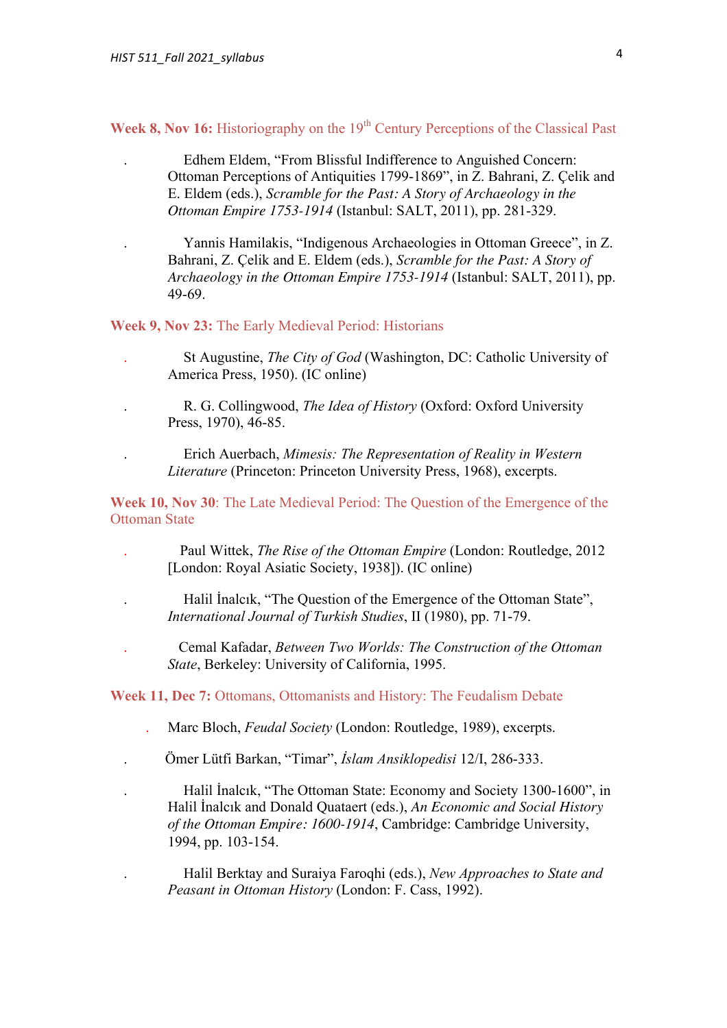**Week 8, Nov 16:** Historiography on the 19th Century Perceptions of the Classical Past

- Edhem Eldem, "From Blissful Indifference to Anguished Concern: Ottoman Perceptions of Antiquities 1799-1869", in Z. Bahrani, Z. Çelik and E. Eldem (eds.), *Scramble for the Past: A Story of Archaeology in the Ottoman Empire 1753-1914* (Istanbul: SALT, 2011), pp. 281-329.

- Yannis Hamilakis, "Indigenous Archaeologies in Ottoman Greece", in Z. Bahrani, Z. Çelik and E. Eldem (eds.), *Scramble for the Past: A Story of Archaeology in the Ottoman Empire 1753-1914* (Istanbul: SALT, 2011), pp. 49-69.

**Week 9, Nov 23:** The Early Medieval Period: Historians

- St Augustine, *The City of God* (Washington, DC: Catholic University of America Press, 1950). (IC online)

- R. G. Collingwood, *The Idea of History* (Oxford: Oxford University Press, 1970), 46-85.

- Erich Auerbach, *Mimesis: The Representation of Reality in Western Literature* (Princeton: Princeton University Press, 1968), excerpts.

**Week 10, Nov 30**: The Late Medieval Period: The Question of the Emergence of the Ottoman State

- Paul Wittek, *The Rise of the Ottoman Empire* (London: Routledge, 2012 [London: Royal Asiatic Society, 1938]). (IC online)

- Halil İnalcık, "The Question of the Emergence of the Ottoman State", *International Journal of Turkish Studies*, II (1980), pp. 71-79.

- Cemal Kafadar, *Between Two Worlds: The Construction of the Ottoman State*, Berkeley: University of California, 1995.

**Week 11, Dec 7:** Ottomans, Ottomanists and History: The Feudalism Debate

- Marc Bloch, *Feudal Society* (London: Routledge, 1989), excerpts.

- Ömer Lütfi Barkan, "Timar", *İslam Ansiklopedisi* 12/I, 286-333.

- Halil İnalcık, "The Ottoman State: Economy and Society 1300-1600", in Halil İnalcık and Donald Quataert (eds.), *An Economic and Social History of the Ottoman Empire: 1600-1914*, Cambridge: Cambridge University, 1994, pp. 103-154.

- Halil Berktay and Suraiya Faroqhi (eds.), *New Approaches to State and Peasant in Ottoman History* (London: F. Cass, 1992).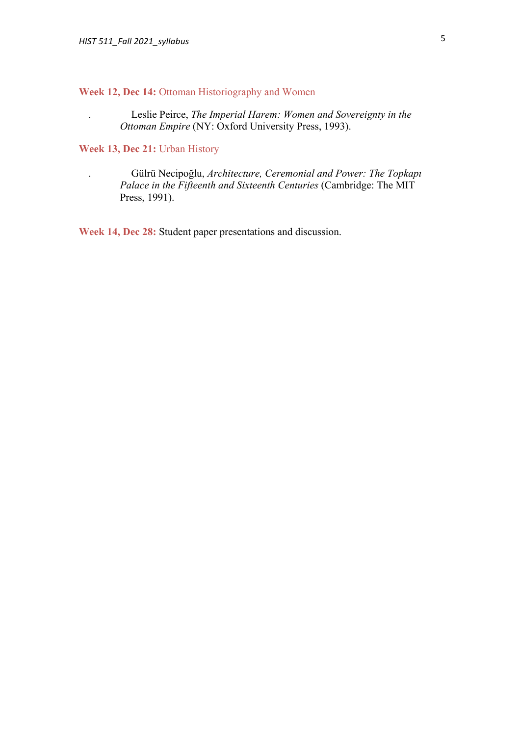**Week 12, Dec 14:** Ottoman Historiography and Women

- Leslie Peirce, *The Imperial Harem: Women and Sovereignty in the Ottoman Empire* (NY: Oxford University Press, 1993).

**Week 13, Dec 21:** Urban History

- Gülrü Necipoğlu, *Architecture, Ceremonial and Power: The Topkapı Palace in the Fifteenth and Sixteenth Centuries* (Cambridge: The MIT Press, 1991).

**Week 14, Dec 28:** Student paper presentations and discussion.